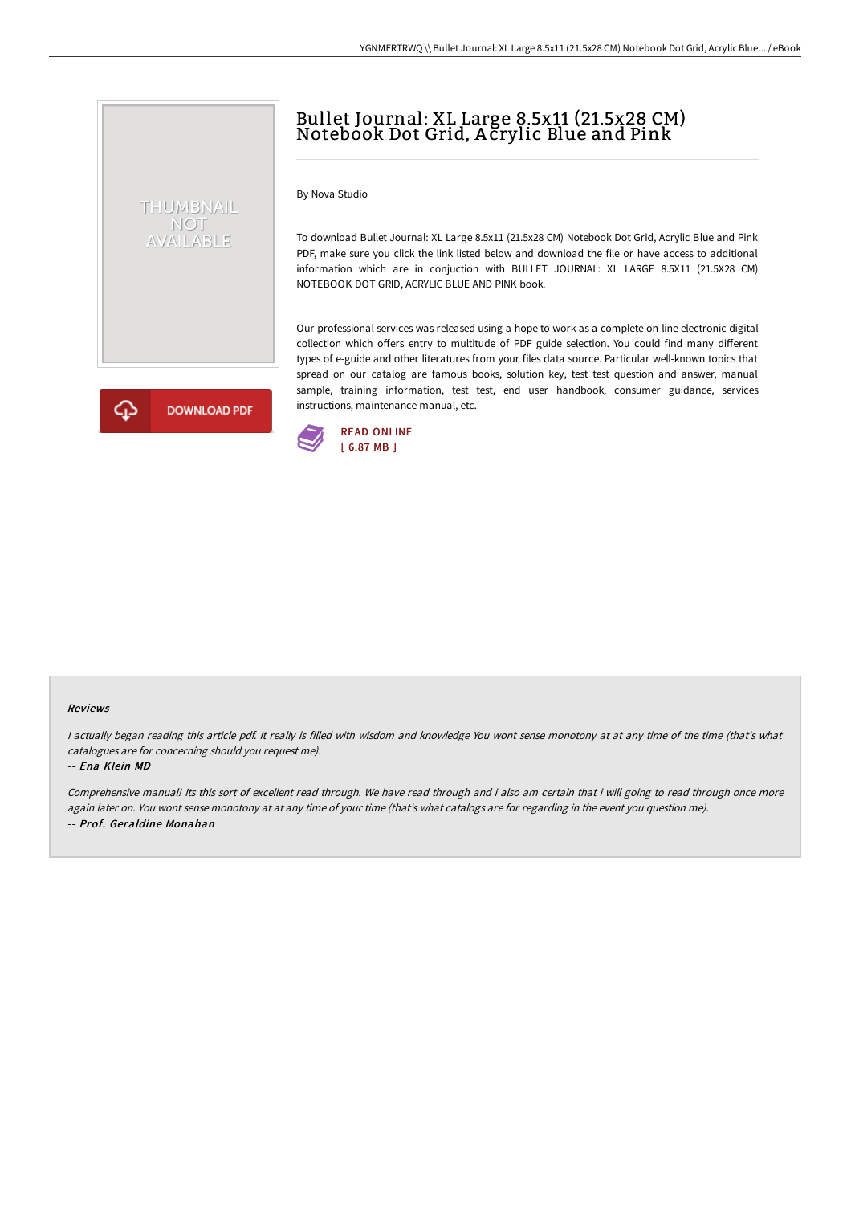# Bullet Journal: XL Large 8.5x11 (21.5x28 CM) Notebook Dot Grid, Acrylic Blue and Pink

THUMBNAIL NOT AVAILABLE

DOWNLOAD PDF

By Nova Studio

To download Bullet Journal: XL Large 8.5x11 (21.5x28 CM) Notebook Dot Grid, Acrylic Blue and Pink PDF, make sure you click the link listed below and download the file or have access to additional information which are in conjuction with BULLET JOURNAL: XL LARGE 8.5X11 (21.5X28 CM) NOTEBOOK DOT GRID, ACRYLIC BLUE AND PINK book.

Our professional services was released using a hope to work as a complete on-line electronic digital collection which offers entry to multitude of PDF guide selection. You could find many different types of e-guide and other literatures from your files data source. Particular well-known topics that spread on our catalog are famous books, solution key, test test question and answer, manual sample, training information, test test, end user handbook, consumer guidance, services instructions, maintenance manual, etc.

READ ONLINE
[ 6.87 MB ]

## Reviews

*I actually began reading this article pdf. It really is filled with wisdom and knowledge You wont sense monotony at at any time of the time (that's what catalogues are for concerning should you request me).*

*-- Ena Klein MD*

*Comprehensive manual! Its this sort of excellent read through. We have read through and i also am certain that i will going to read through once more again later on. You wont sense monotony at at any time of your time (that's what catalogs are for regarding in the event you question me).*

*-- Prof. Geraldine Monahan*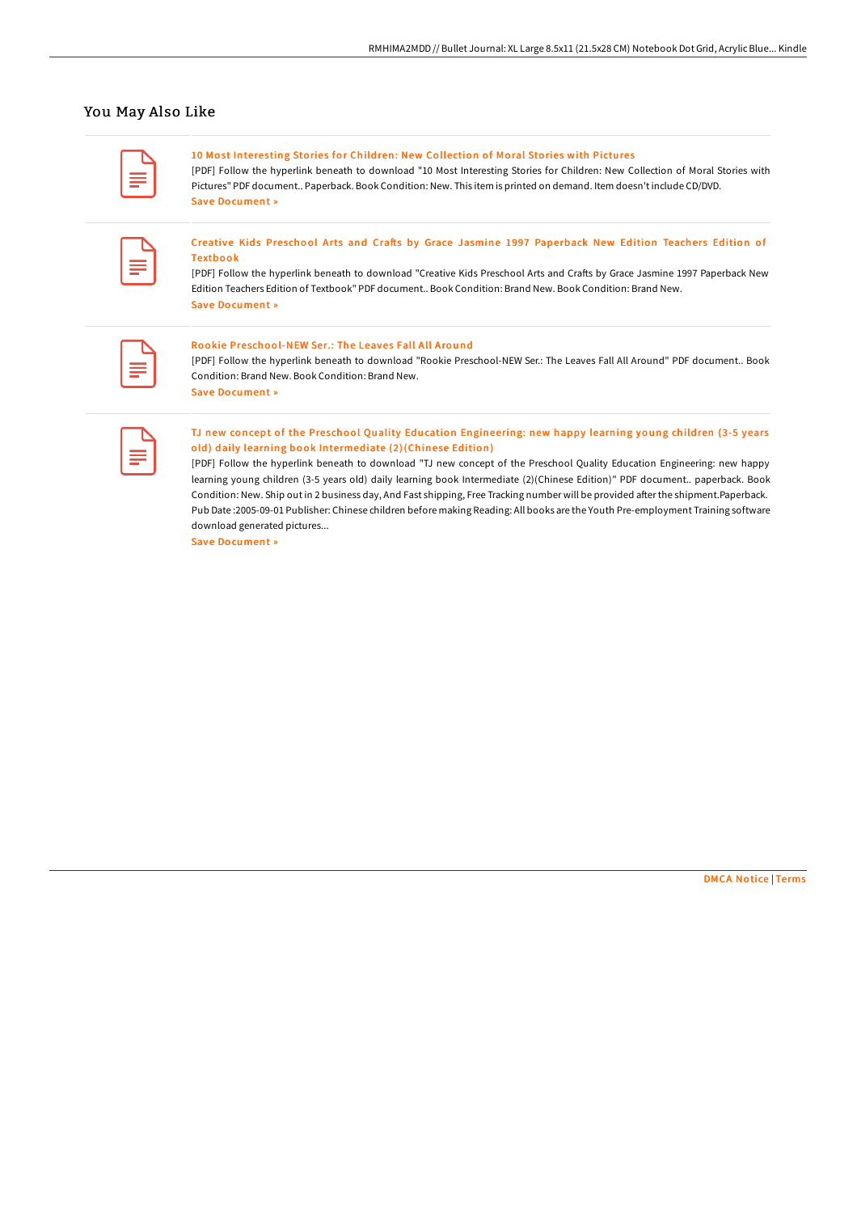## You May Also Like

### 10 Most Interesting Stories for Children: New Collection of Moral Stories with Pictures

[PDF] Follow the hyperlink beneath to download "10 Most Interesting Stories for Children: New Collection of Moral Stories with Pictures" PDF document.. Paperback. Book Condition: New. This item is printed on demand. Item doesn't include CD/DVD.

Save Document »

### Creative Kids Preschool Arts and Crafts by Grace Jasmine 1997 Paperback New Edition Teachers Edition of Textbook

[PDF] Follow the hyperlink beneath to download "Creative Kids Preschool Arts and Crafts by Grace Jasmine 1997 Paperback New Edition Teachers Edition of Textbook" PDF document.. Book Condition: Brand New. Book Condition: Brand New.

Save Document »

### Rookie Preschool-NEW Ser.: The Leaves Fall All Around

[PDF] Follow the hyperlink beneath to download "Rookie Preschool-NEW Ser.: The Leaves Fall All Around" PDF document.. Book Condition: Brand New. Book Condition: Brand New.

Save Document »

### TJ new concept of the Preschool Quality Education Engineering: new happy learning young children (3-5 years old) daily learning book Intermediate (2)(Chinese Edition)

[PDF] Follow the hyperlink beneath to download "TJ new concept of the Preschool Quality Education Engineering: new happy learning young children (3-5 years old) daily learning book Intermediate (2)(Chinese Edition)" PDF document.. paperback. Book Condition: New. Ship out in 2 business day, And Fast shipping, Free Tracking number will be provided after the shipment.Paperback. Pub Date :2005-09-01 Publisher: Chinese children before making Reading: All books are the Youth Pre-employment Training software download generated pictures...

Save Document »

DMCA Notice | Terms